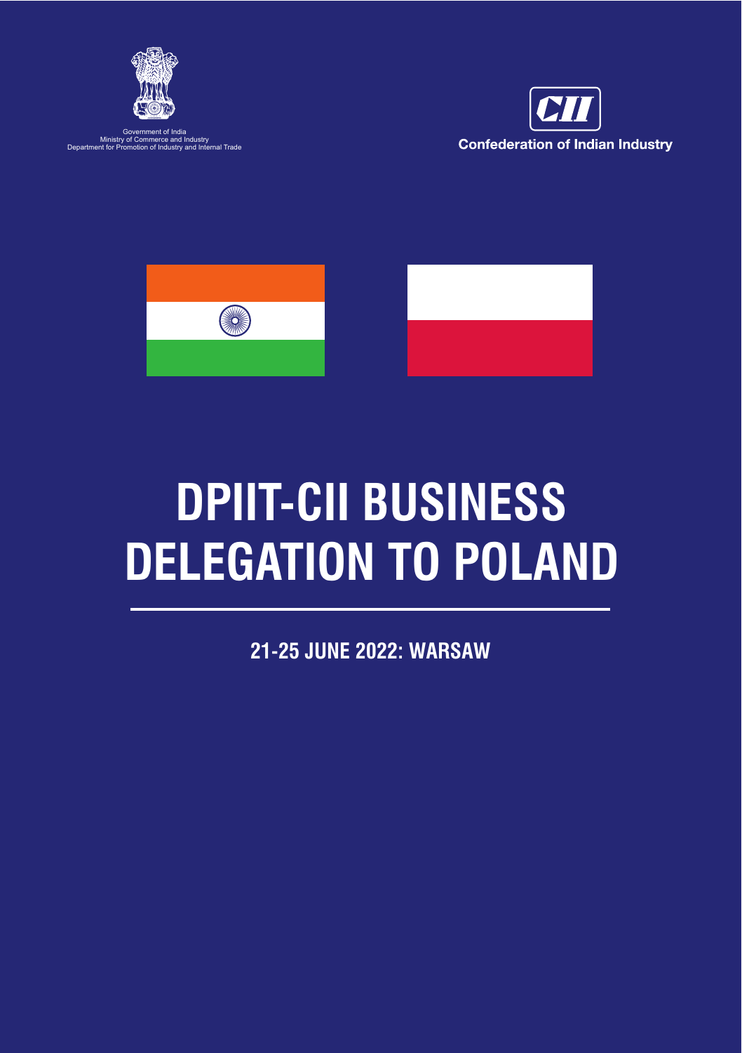Government of India
Ministry of Commerce and Industry
Department for Promotion of Industry and Internal Trade

CII
Confederation of Indian Industry

# DPIIT-CII BUSINESS DELEGATION TO POLAND

## 21-25 JUNE 2022: WARSAW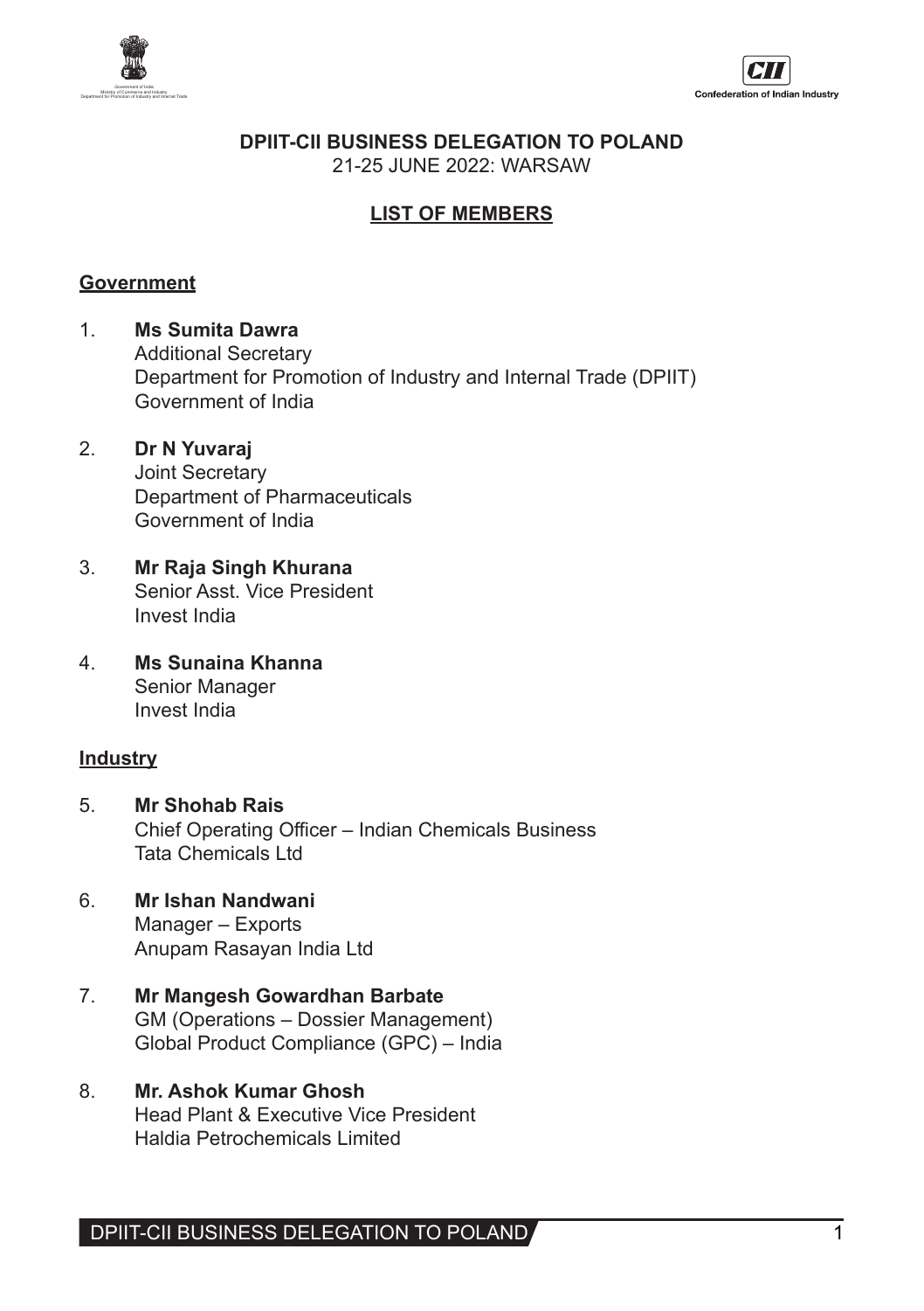**DPIIT-CII BUSINESS DELEGATION TO POLAND**
21-25 JUNE 2022: WARSAW

## LIST OF MEMBERS

### Government

1. **Ms Sumita Dawra**
   Additional Secretary
   Department for Promotion of Industry and Internal Trade (DPIIT)
   Government of India

2. **Dr N Yuvaraj**
   Joint Secretary
   Department of Pharmaceuticals
   Government of India

3. **Mr Raja Singh Khurana**
   Senior Asst. Vice President
   Invest India

4. **Ms Sunaina Khanna**
   Senior Manager
   Invest India

### Industry

5. **Mr Shohab Rais**
   Chief Operating Officer – Indian Chemicals Business
   Tata Chemicals Ltd

6. **Mr Ishan Nandwani**
   Manager – Exports
   Anupam Rasayan India Ltd

7. **Mr Mangesh Gowardhan Barbate**
   GM (Operations – Dossier Management)
   Global Product Compliance (GPC) – India

8. **Mr. Ashok Kumar Ghosh**
   Head Plant & Executive Vice President
   Haldia Petrochemicals Limited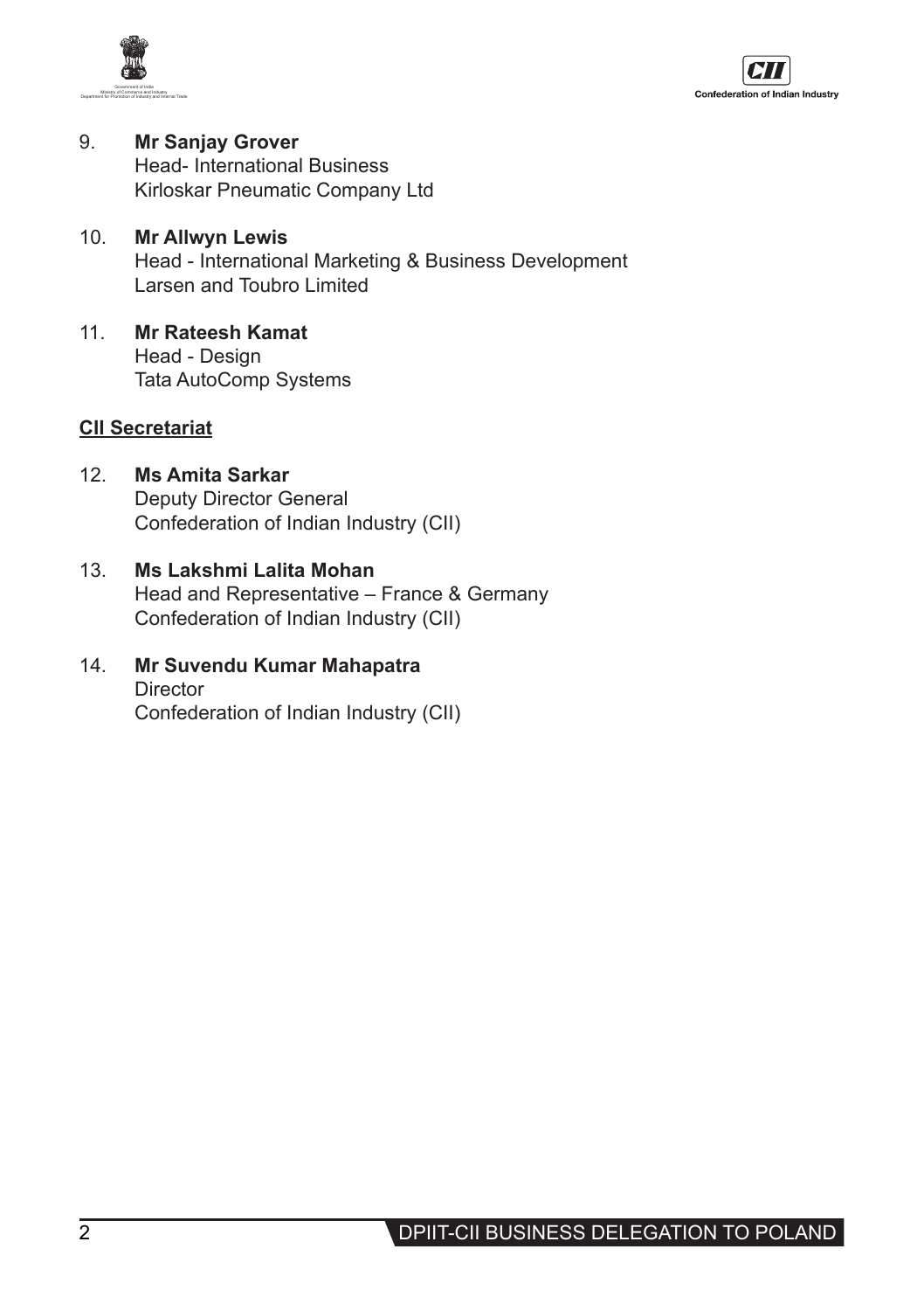9. **Mr Sanjay Grover**
   Head- International Business
   Kirloskar Pneumatic Company Ltd

10. **Mr Allwyn Lewis**
    Head - International Marketing & Business Development
    Larsen and Toubro Limited

11. **Mr Rateesh Kamat**
    Head - Design
    Tata AutoComp Systems

**CII Secretariat**

12. **Ms Amita Sarkar**
    Deputy Director General
    Confederation of Indian Industry (CII)

13. **Ms Lakshmi Lalita Mohan**
    Head and Representative – France & Germany
    Confederation of Indian Industry (CII)

14. **Mr Suvendu Kumar Mahapatra**
    Director
    Confederation of Indian Industry (CII)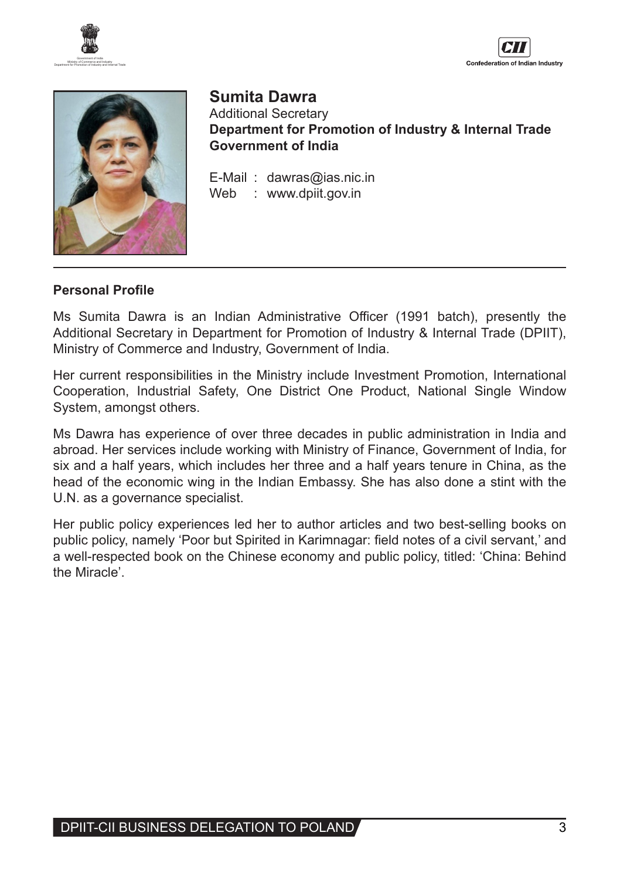## Sumita Dawra

Additional Secretary
**Department for Promotion of Industry & Internal Trade**
**Government of India**

E-Mail : dawras@ias.nic.in
Web : www.dpiit.gov.in

---

**Personal Profile**

Ms Sumita Dawra is an Indian Administrative Officer (1991 batch), presently the Additional Secretary in Department for Promotion of Industry & Internal Trade (DPIIT), Ministry of Commerce and Industry, Government of India.

Her current responsibilities in the Ministry include Investment Promotion, International Cooperation, Industrial Safety, One District One Product, National Single Window System, amongst others.

Ms Dawra has experience of over three decades in public administration in India and abroad. Her services include working with Ministry of Finance, Government of India, for six and a half years, which includes her three and a half years tenure in China, as the head of the economic wing in the Indian Embassy. She has also done a stint with the U.N. as a governance specialist.

Her public policy experiences led her to author articles and two best-selling books on public policy, namely 'Poor but Spirited in Karimnagar: field notes of a civil servant,' and a well-respected book on the Chinese economy and public policy, titled: 'China: Behind the Miracle'.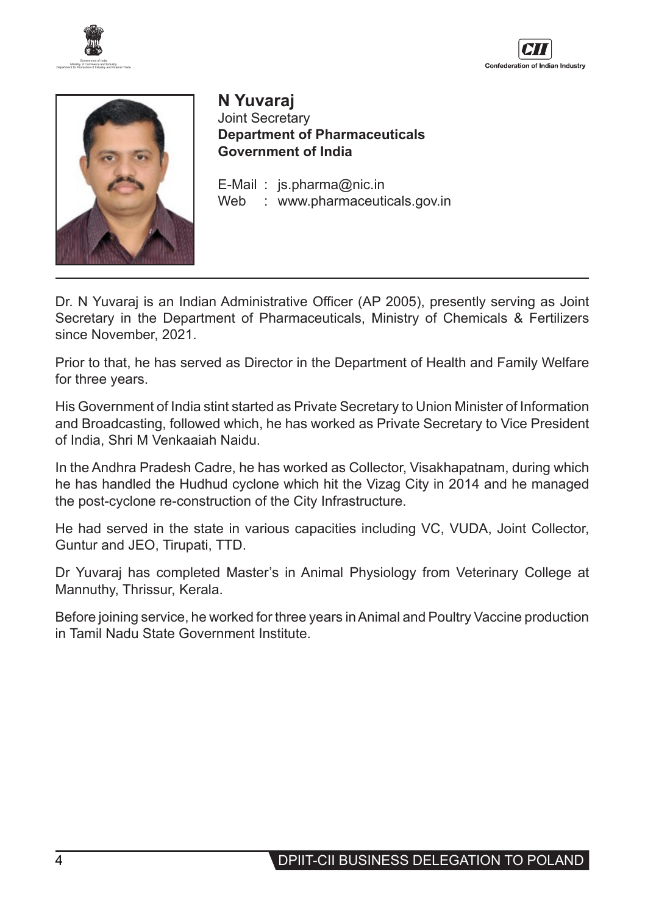## N Yuvaraj

Joint Secretary
**Department of Pharmaceuticals**
**Government of India**

E-Mail : js.pharma@nic.in
Web : www.pharmaceuticals.gov.in

---

Dr. N Yuvaraj is an Indian Administrative Officer (AP 2005), presently serving as Joint Secretary in the Department of Pharmaceuticals, Ministry of Chemicals & Fertilizers since November, 2021.

Prior to that, he has served as Director in the Department of Health and Family Welfare for three years.

His Government of India stint started as Private Secretary to Union Minister of Information and Broadcasting, followed which, he has worked as Private Secretary to Vice President of India, Shri M Venkaaiah Naidu.

In the Andhra Pradesh Cadre, he has worked as Collector, Visakhapatnam, during which he has handled the Hudhud cyclone which hit the Vizag City in 2014 and he managed the post-cyclone re-construction of the City Infrastructure.

He had served in the state in various capacities including VC, VUDA, Joint Collector, Guntur and JEO, Tirupati, TTD.

Dr Yuvaraj has completed Master's in Animal Physiology from Veterinary College at Mannuthy, Thrissur, Kerala.

Before joining service, he worked for three years in Animal and Poultry Vaccine production in Tamil Nadu State Government Institute.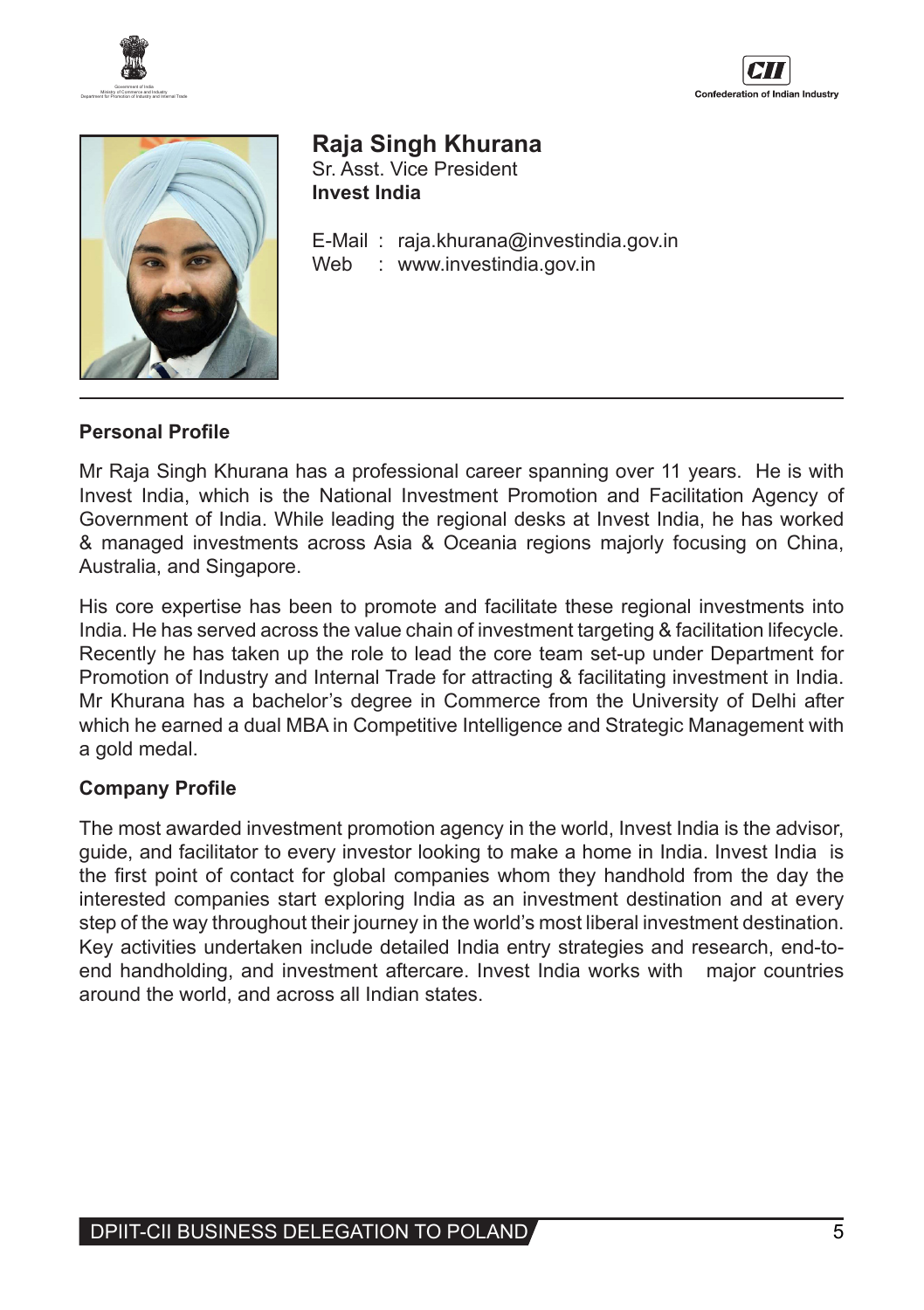# Raja Singh Khurana

Sr. Asst. Vice President
**Invest India**

E-Mail : raja.khurana@investindia.gov.in
Web : www.investindia.gov.in

## Personal Profile

Mr Raja Singh Khurana has a professional career spanning over 11 years. He is with Invest India, which is the National Investment Promotion and Facilitation Agency of Government of India. While leading the regional desks at Invest India, he has worked & managed investments across Asia & Oceania regions majorly focusing on China, Australia, and Singapore.

His core expertise has been to promote and facilitate these regional investments into India. He has served across the value chain of investment targeting & facilitation lifecycle. Recently he has taken up the role to lead the core team set-up under Department for Promotion of Industry and Internal Trade for attracting & facilitating investment in India. Mr Khurana has a bachelor's degree in Commerce from the University of Delhi after which he earned a dual MBA in Competitive Intelligence and Strategic Management with a gold medal.

## Company Profile

The most awarded investment promotion agency in the world, Invest India is the advisor, guide, and facilitator to every investor looking to make a home in India. Invest India is the first point of contact for global companies whom they handhold from the day the interested companies start exploring India as an investment destination and at every step of the way throughout their journey in the world's most liberal investment destination. Key activities undertaken include detailed India entry strategies and research, end-to-end handholding, and investment aftercare. Invest India works with major countries around the world, and across all Indian states.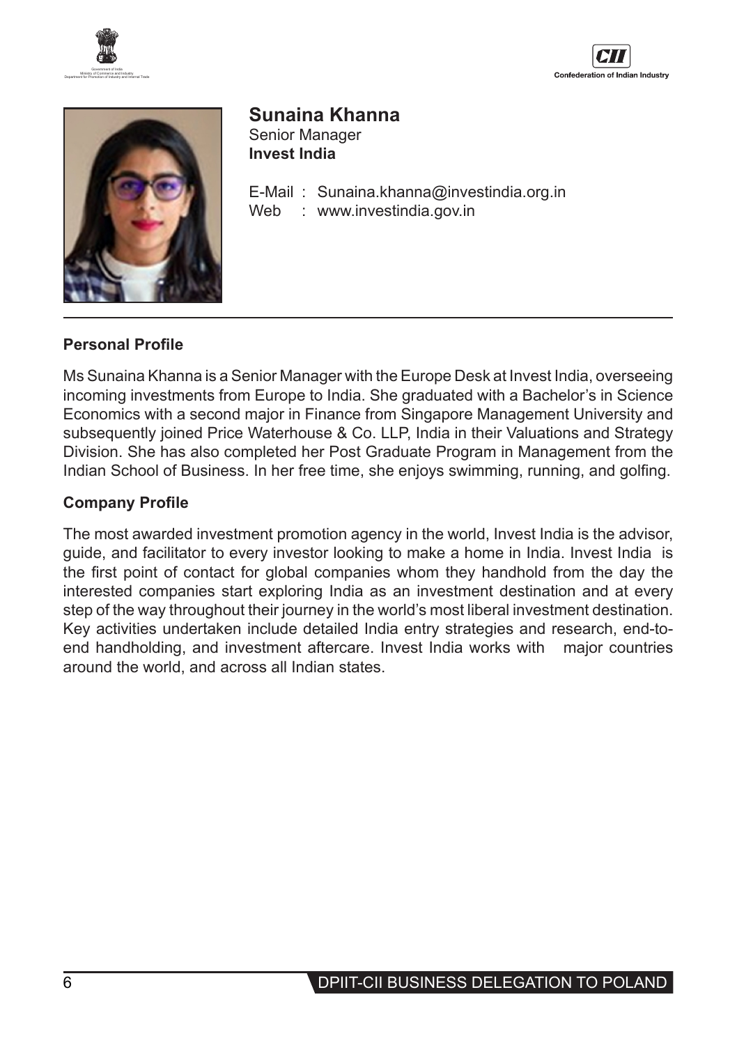## Sunaina Khanna

Senior Manager
**Invest India**

E-Mail : Sunaina.khanna@investindia.org.in
Web : www.investindia.gov.in

### Personal Profile

Ms Sunaina Khanna is a Senior Manager with the Europe Desk at Invest India, overseeing incoming investments from Europe to India. She graduated with a Bachelor's in Science Economics with a second major in Finance from Singapore Management University and subsequently joined Price Waterhouse & Co. LLP, India in their Valuations and Strategy Division. She has also completed her Post Graduate Program in Management from the Indian School of Business. In her free time, she enjoys swimming, running, and golfing.

### Company Profile

The most awarded investment promotion agency in the world, Invest India is the advisor, guide, and facilitator to every investor looking to make a home in India. Invest India is the first point of contact for global companies whom they handhold from the day the interested companies start exploring India as an investment destination and at every step of the way throughout their journey in the world's most liberal investment destination. Key activities undertaken include detailed India entry strategies and research, end-to-end handholding, and investment aftercare. Invest India works with major countries around the world, and across all Indian states.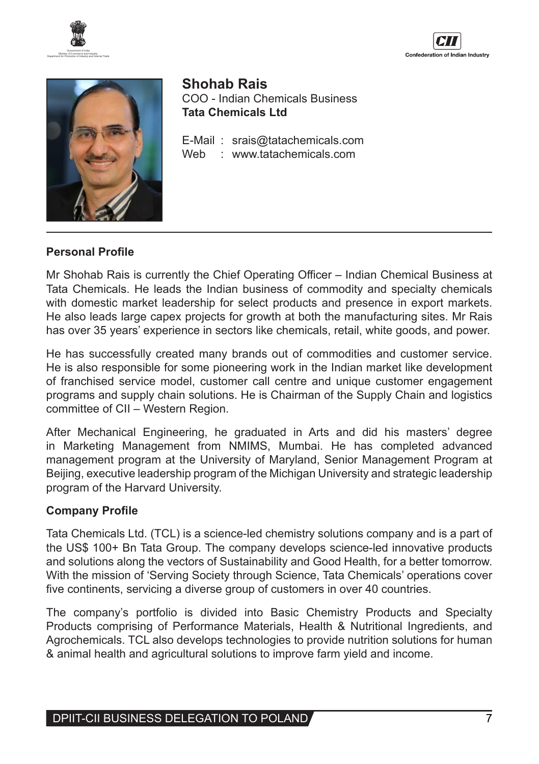## Shohab Rais

COO - Indian Chemicals Business
**Tata Chemicals Ltd**

E-Mail : srais@tatachemicals.com
Web : www.tatachemicals.com

### Personal Profile

Mr Shohab Rais is currently the Chief Operating Officer – Indian Chemical Business at Tata Chemicals. He leads the Indian business of commodity and specialty chemicals with domestic market leadership for select products and presence in export markets. He also leads large capex projects for growth at both the manufacturing sites. Mr Rais has over 35 years' experience in sectors like chemicals, retail, white goods, and power.

He has successfully created many brands out of commodities and customer service. He is also responsible for some pioneering work in the Indian market like development of franchised service model, customer call centre and unique customer engagement programs and supply chain solutions. He is Chairman of the Supply Chain and logistics committee of CII – Western Region.

After Mechanical Engineering, he graduated in Arts and did his masters' degree in Marketing Management from NMIMS, Mumbai. He has completed advanced management program at the University of Maryland, Senior Management Program at Beijing, executive leadership program of the Michigan University and strategic leadership program of the Harvard University.

### Company Profile

Tata Chemicals Ltd. (TCL) is a science-led chemistry solutions company and is a part of the US$ 100+ Bn Tata Group. The company develops science-led innovative products and solutions along the vectors of Sustainability and Good Health, for a better tomorrow. With the mission of 'Serving Society through Science, Tata Chemicals' operations cover five continents, servicing a diverse group of customers in over 40 countries.

The company's portfolio is divided into Basic Chemistry Products and Specialty Products comprising of Performance Materials, Health & Nutritional Ingredients, and Agrochemicals. TCL also develops technologies to provide nutrition solutions for human & animal health and agricultural solutions to improve farm yield and income.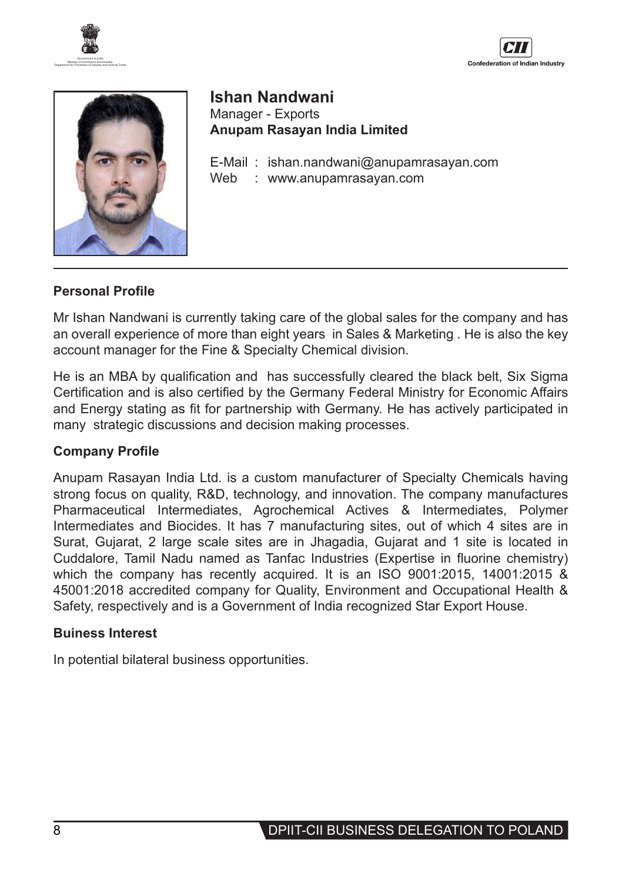## Ishan Nandwani

Manager - Exports

**Anupam Rasayan India Limited**

E-Mail : ishan.nandwani@anupamrasayan.com

Web : www.anupamrasayan.com

---

### Personal Profile

Mr Ishan Nandwani is currently taking care of the global sales for the company and has an overall experience of more than eight years in Sales & Marketing . He is also the key account manager for the Fine & Specialty Chemical division.

He is an MBA by qualification and has successfully cleared the black belt, Six Sigma Certification and is also certified by the Germany Federal Ministry for Economic Affairs and Energy stating as fit for partnership with Germany. He has actively participated in many strategic discussions and decision making processes.

### Company Profile

Anupam Rasayan India Ltd. is a custom manufacturer of Specialty Chemicals having strong focus on quality, R&D, technology, and innovation. The company manufactures Pharmaceutical Intermediates, Agrochemical Actives & Intermediates, Polymer Intermediates and Biocides. It has 7 manufacturing sites, out of which 4 sites are in Surat, Gujarat, 2 large scale sites are in Jhagadia, Gujarat and 1 site is located in Cuddalore, Tamil Nadu named as Tanfac Industries (Expertise in fluorine chemistry) which the company has recently acquired. It is an ISO 9001:2015, 14001:2015 & 45001:2018 accredited company for Quality, Environment and Occupational Health & Safety, respectively and is a Government of India recognized Star Export House.

### Buiness Interest

In potential bilateral business opportunities.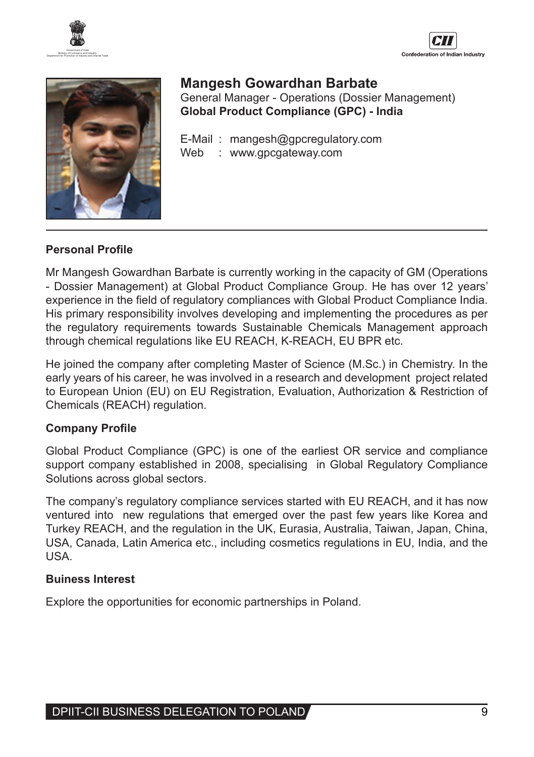## Mangesh Gowardhan Barbate

General Manager - Operations (Dossier Management)
**Global Product Compliance (GPC) - India**

E-Mail : mangesh@gpcregulatory.com
Web : www.gpcgateway.com

---

### Personal Profile

Mr Mangesh Gowardhan Barbate is currently working in the capacity of GM (Operations - Dossier Management) at Global Product Compliance Group. He has over 12 years' experience in the field of regulatory compliances with Global Product Compliance India. His primary responsibility involves developing and implementing the procedures as per the regulatory requirements towards Sustainable Chemicals Management approach through chemical regulations like EU REACH, K-REACH, EU BPR etc.

He joined the company after completing Master of Science (M.Sc.) in Chemistry. In the early years of his career, he was involved in a research and development project related to European Union (EU) on EU Registration, Evaluation, Authorization & Restriction of Chemicals (REACH) regulation.

### Company Profile

Global Product Compliance (GPC) is one of the earliest OR service and compliance support company established in 2008, specialising in Global Regulatory Compliance Solutions across global sectors.

The company's regulatory compliance services started with EU REACH, and it has now ventured into new regulations that emerged over the past few years like Korea and Turkey REACH, and the regulation in the UK, Eurasia, Australia, Taiwan, Japan, China, USA, Canada, Latin America etc., including cosmetics regulations in EU, India, and the USA.

### Buiness Interest

Explore the opportunities for economic partnerships in Poland.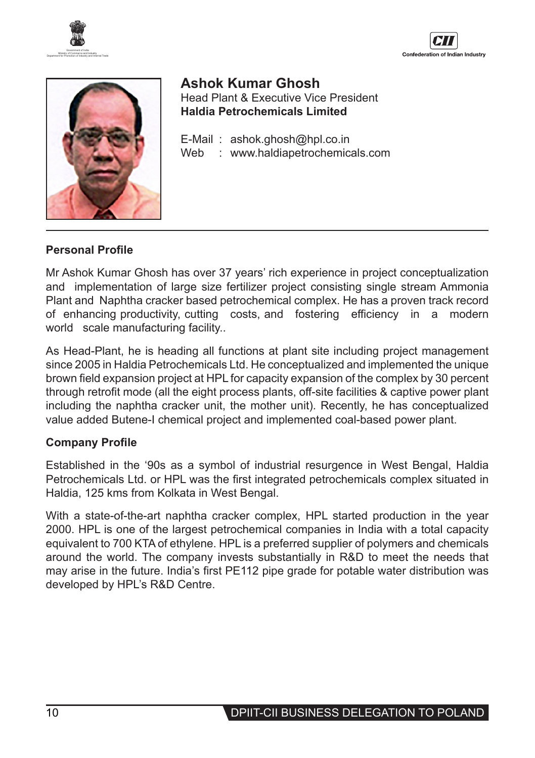## Ashok Kumar Ghosh

Head Plant & Executive Vice President

**Haldia Petrochemicals Limited**

E-Mail : ashok.ghosh@hpl.co.in

Web : www.haldiapetrochemicals.com

### Personal Profile

Mr Ashok Kumar Ghosh has over 37 years' rich experience in project conceptualization and implementation of large size fertilizer project consisting single stream Ammonia Plant and Naphtha cracker based petrochemical complex. He has a proven track record of enhancing productivity, cutting costs, and fostering efficiency in a modern world scale manufacturing facility..

As Head-Plant, he is heading all functions at plant site including project management since 2005 in Haldia Petrochemicals Ltd. He conceptualized and implemented the unique brown field expansion project at HPL for capacity expansion of the complex by 30 percent through retrofit mode (all the eight process plants, off-site facilities & captive power plant including the naphtha cracker unit, the mother unit). Recently, he has conceptualized value added Butene-I chemical project and implemented coal-based power plant.

### Company Profile

Established in the '90s as a symbol of industrial resurgence in West Bengal, Haldia Petrochemicals Ltd. or HPL was the first integrated petrochemicals complex situated in Haldia, 125 kms from Kolkata in West Bengal.

With a state-of-the-art naphtha cracker complex, HPL started production in the year 2000. HPL is one of the largest petrochemical companies in India with a total capacity equivalent to 700 KTA of ethylene. HPL is a preferred supplier of polymers and chemicals around the world. The company invests substantially in R&D to meet the needs that may arise in the future. India's first PE112 pipe grade for potable water distribution was developed by HPL's R&D Centre.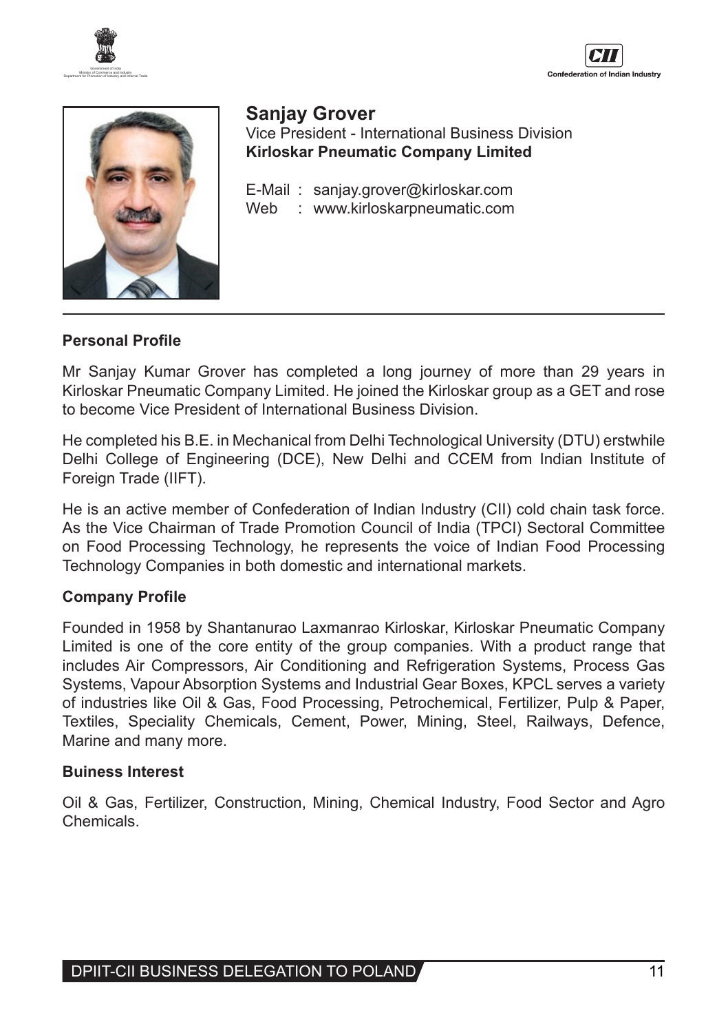# Sanjay Grover

Vice President - International Business Division
**Kirloskar Pneumatic Company Limited**

E-Mail : sanjay.grover@kirloskar.com
Web : www.kirloskarpneumatic.com

---

### Personal Profile

Mr Sanjay Kumar Grover has completed a long journey of more than 29 years in Kirloskar Pneumatic Company Limited. He joined the Kirloskar group as a GET and rose to become Vice President of International Business Division.

He completed his B.E. in Mechanical from Delhi Technological University (DTU) erstwhile Delhi College of Engineering (DCE), New Delhi and CCEM from Indian Institute of Foreign Trade (IIFT).

He is an active member of Confederation of Indian Industry (CII) cold chain task force. As the Vice Chairman of Trade Promotion Council of India (TPCI) Sectoral Committee on Food Processing Technology, he represents the voice of Indian Food Processing Technology Companies in both domestic and international markets.

### Company Profile

Founded in 1958 by Shantanurao Laxmanrao Kirloskar, Kirloskar Pneumatic Company Limited is one of the core entity of the group companies. With a product range that includes Air Compressors, Air Conditioning and Refrigeration Systems, Process Gas Systems, Vapour Absorption Systems and Industrial Gear Boxes, KPCL serves a variety of industries like Oil & Gas, Food Processing, Petrochemical, Fertilizer, Pulp & Paper, Textiles, Speciality Chemicals, Cement, Power, Mining, Steel, Railways, Defence, Marine and many more.

### Buiness Interest

Oil & Gas, Fertilizer, Construction, Mining, Chemical Industry, Food Sector and Agro Chemicals.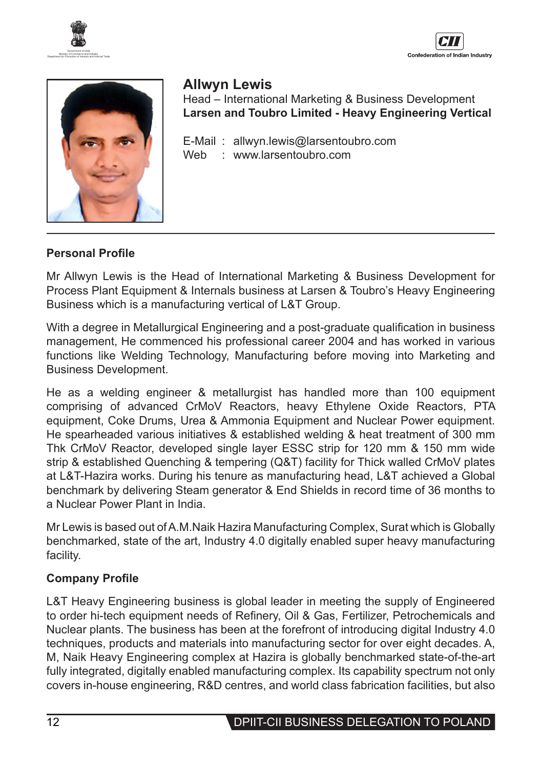## Allwyn Lewis

Head – International Marketing & Business Development

**Larsen and Toubro Limited - Heavy Engineering Vertical**

E-Mail : allwyn.lewis@larsentoubro.com

Web : www.larsentoubro.com

### Personal Profile

Mr Allwyn Lewis is the Head of International Marketing & Business Development for Process Plant Equipment & Internals business at Larsen & Toubro's Heavy Engineering Business which is a manufacturing vertical of L&T Group.

With a degree in Metallurgical Engineering and a post-graduate qualification in business management, He commenced his professional career 2004 and has worked in various functions like Welding Technology, Manufacturing before moving into Marketing and Business Development.

He as a welding engineer & metallurgist has handled more than 100 equipment comprising of advanced CrMoV Reactors, heavy Ethylene Oxide Reactors, PTA equipment, Coke Drums, Urea & Ammonia Equipment and Nuclear Power equipment. He spearheaded various initiatives & established welding & heat treatment of 300 mm Thk CrMoV Reactor, developed single layer ESSC strip for 120 mm & 150 mm wide strip & established Quenching & tempering (Q&T) facility for Thick walled CrMoV plates at L&T-Hazira works. During his tenure as manufacturing head, L&T achieved a Global benchmark by delivering Steam generator & End Shields in record time of 36 months to a Nuclear Power Plant in India.

Mr Lewis is based out of A.M.Naik Hazira Manufacturing Complex, Surat which is Globally benchmarked, state of the art, Industry 4.0 digitally enabled super heavy manufacturing facility.

### Company Profile

L&T Heavy Engineering business is global leader in meeting the supply of Engineered to order hi-tech equipment needs of Refinery, Oil & Gas, Fertilizer, Petrochemicals and Nuclear plants. The business has been at the forefront of introducing digital Industry 4.0 techniques, products and materials into manufacturing sector for over eight decades. A, M, Naik Heavy Engineering complex at Hazira is globally benchmarked state-of-the-art fully integrated, digitally enabled manufacturing complex. Its capability spectrum not only covers in-house engineering, R&D centres, and world class fabrication facilities, but also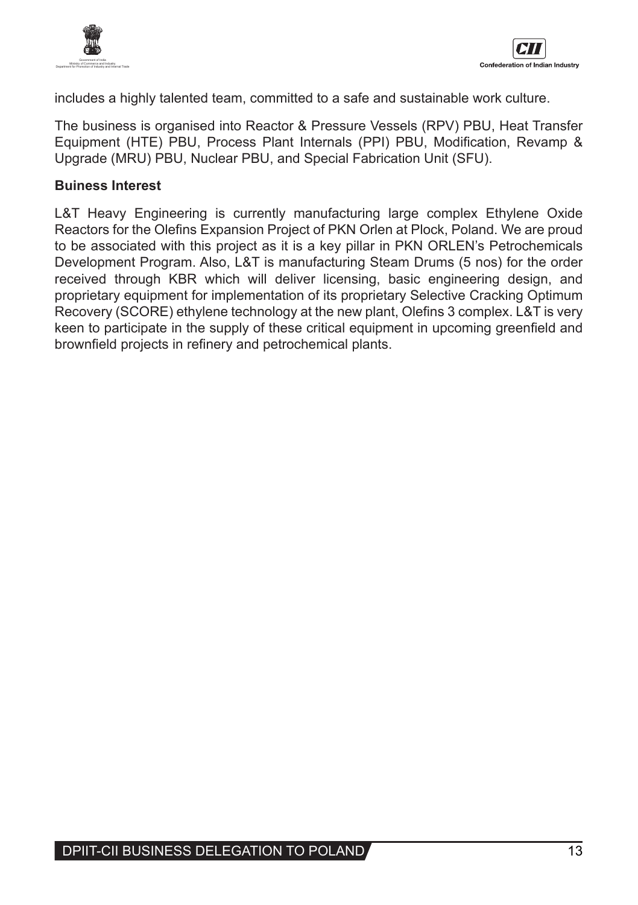includes a highly talented team, committed to a safe and sustainable work culture.

The business is organised into Reactor & Pressure Vessels (RPV) PBU, Heat Transfer Equipment (HTE) PBU, Process Plant Internals (PPI) PBU, Modification, Revamp & Upgrade (MRU) PBU, Nuclear PBU, and Special Fabrication Unit (SFU).

**Buiness Interest**

L&T Heavy Engineering is currently manufacturing large complex Ethylene Oxide Reactors for the Olefins Expansion Project of PKN Orlen at Plock, Poland. We are proud to be associated with this project as it is a key pillar in PKN ORLEN's Petrochemicals Development Program. Also, L&T is manufacturing Steam Drums (5 nos) for the order received through KBR which will deliver licensing, basic engineering design, and proprietary equipment for implementation of its proprietary Selective Cracking Optimum Recovery (SCORE) ethylene technology at the new plant, Olefins 3 complex. L&T is very keen to participate in the supply of these critical equipment in upcoming greenfield and brownfield projects in refinery and petrochemical plants.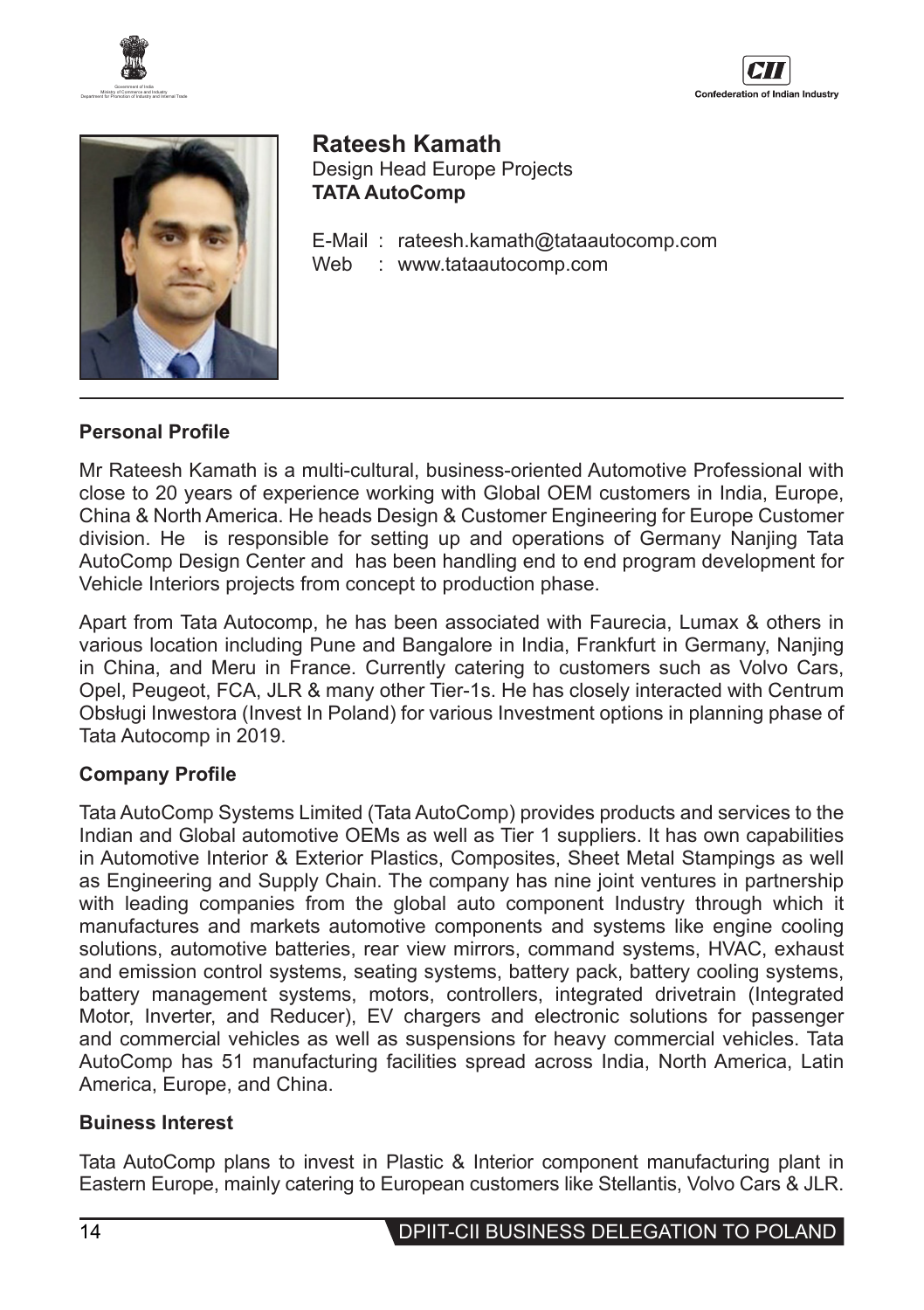## Rateesh Kamath

Design Head Europe Projects
**TATA AutoComp**

E-Mail : rateesh.kamath@tataautocomp.com
Web : www.tataautocomp.com

---

### Personal Profile

Mr Rateesh Kamath is a multi-cultural, business-oriented Automotive Professional with close to 20 years of experience working with Global OEM customers in India, Europe, China & North America. He heads Design & Customer Engineering for Europe Customer division. He is responsible for setting up and operations of Germany Nanjing Tata AutoComp Design Center and has been handling end to end program development for Vehicle Interiors projects from concept to production phase.

Apart from Tata Autocomp, he has been associated with Faurecia, Lumax & others in various location including Pune and Bangalore in India, Frankfurt in Germany, Nanjing in China, and Meru in France. Currently catering to customers such as Volvo Cars, Opel, Peugeot, FCA, JLR & many other Tier-1s. He has closely interacted with Centrum Obsługi Inwestora (Invest In Poland) for various Investment options in planning phase of Tata Autocomp in 2019.

### Company Profile

Tata AutoComp Systems Limited (Tata AutoComp) provides products and services to the Indian and Global automotive OEMs as well as Tier 1 suppliers. It has own capabilities in Automotive Interior & Exterior Plastics, Composites, Sheet Metal Stampings as well as Engineering and Supply Chain. The company has nine joint ventures in partnership with leading companies from the global auto component Industry through which it manufactures and markets automotive components and systems like engine cooling solutions, automotive batteries, rear view mirrors, command systems, HVAC, exhaust and emission control systems, seating systems, battery pack, battery cooling systems, battery management systems, motors, controllers, integrated drivetrain (Integrated Motor, Inverter, and Reducer), EV chargers and electronic solutions for passenger and commercial vehicles as well as suspensions for heavy commercial vehicles. Tata AutoComp has 51 manufacturing facilities spread across India, North America, Latin America, Europe, and China.

### Buiness Interest

Tata AutoComp plans to invest in Plastic & Interior component manufacturing plant in Eastern Europe, mainly catering to European customers like Stellantis, Volvo Cars & JLR.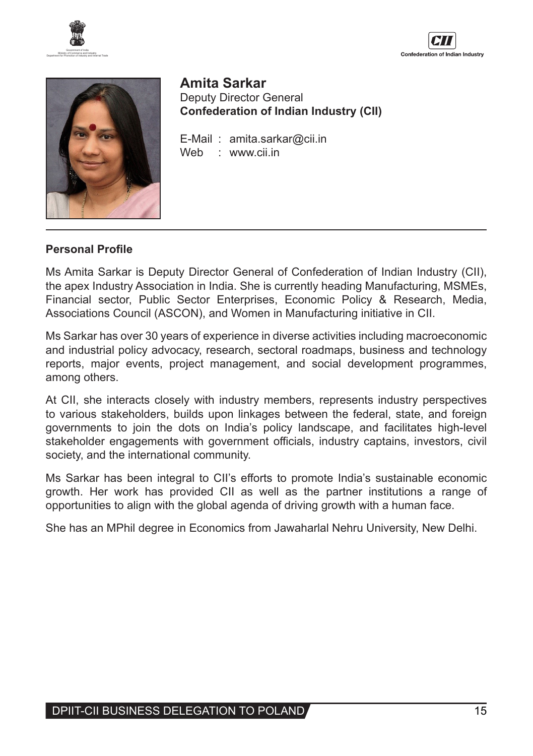## Amita Sarkar

Deputy Director General

**Confederation of Indian Industry (CII)**

E-Mail : amita.sarkar@cii.in
Web : www.cii.in

---

### Personal Profile

Ms Amita Sarkar is Deputy Director General of Confederation of Indian Industry (CII), the apex Industry Association in India. She is currently heading Manufacturing, MSMEs, Financial sector, Public Sector Enterprises, Economic Policy & Research, Media, Associations Council (ASCON), and Women in Manufacturing initiative in CII.

Ms Sarkar has over 30 years of experience in diverse activities including macroeconomic and industrial policy advocacy, research, sectoral roadmaps, business and technology reports, major events, project management, and social development programmes, among others.

At CII, she interacts closely with industry members, represents industry perspectives to various stakeholders, builds upon linkages between the federal, state, and foreign governments to join the dots on India's policy landscape, and facilitates high-level stakeholder engagements with government officials, industry captains, investors, civil society, and the international community.

Ms Sarkar has been integral to CII's efforts to promote India's sustainable economic growth. Her work has provided CII as well as the partner institutions a range of opportunities to align with the global agenda of driving growth with a human face.

She has an MPhil degree in Economics from Jawaharlal Nehru University, New Delhi.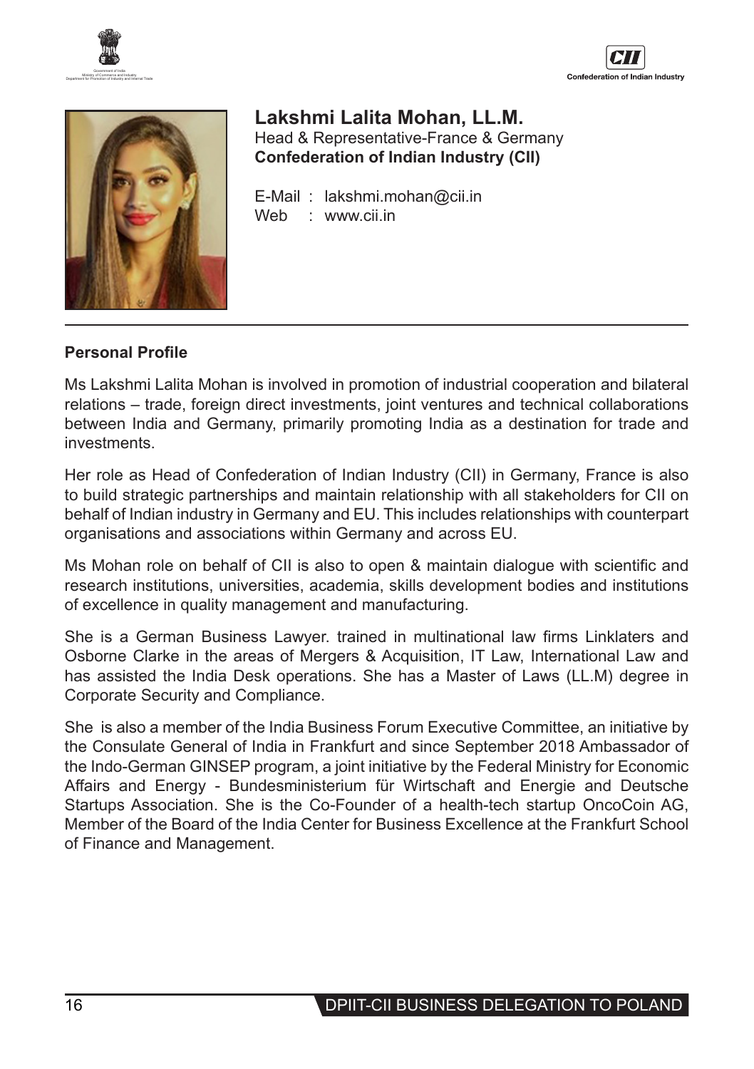# Lakshmi Lalita Mohan, LL.M.

Head & Representative-France & Germany
**Confederation of Indian Industry (CII)**

E-Mail : lakshmi.mohan@cii.in
Web : www.cii.in

## Personal Profile

Ms Lakshmi Lalita Mohan is involved in promotion of industrial cooperation and bilateral relations – trade, foreign direct investments, joint ventures and technical collaborations between India and Germany, primarily promoting India as a destination for trade and investments.

Her role as Head of Confederation of Indian Industry (CII) in Germany, France is also to build strategic partnerships and maintain relationship with all stakeholders for CII on behalf of Indian industry in Germany and EU. This includes relationships with counterpart organisations and associations within Germany and across EU.

Ms Mohan role on behalf of CII is also to open & maintain dialogue with scientific and research institutions, universities, academia, skills development bodies and institutions of excellence in quality management and manufacturing.

She is a German Business Lawyer. trained in multinational law firms Linklaters and Osborne Clarke in the areas of Mergers & Acquisition, IT Law, International Law and has assisted the India Desk operations. She has a Master of Laws (LL.M) degree in Corporate Security and Compliance.

She is also a member of the India Business Forum Executive Committee, an initiative by the Consulate General of India in Frankfurt and since September 2018 Ambassador of the Indo-German GINSEP program, a joint initiative by the Federal Ministry for Economic Affairs and Energy - Bundesministerium für Wirtschaft and Energie and Deutsche Startups Association. She is the Co-Founder of a health-tech startup OncoCoin AG, Member of the Board of the India Center for Business Excellence at the Frankfurt School of Finance and Management.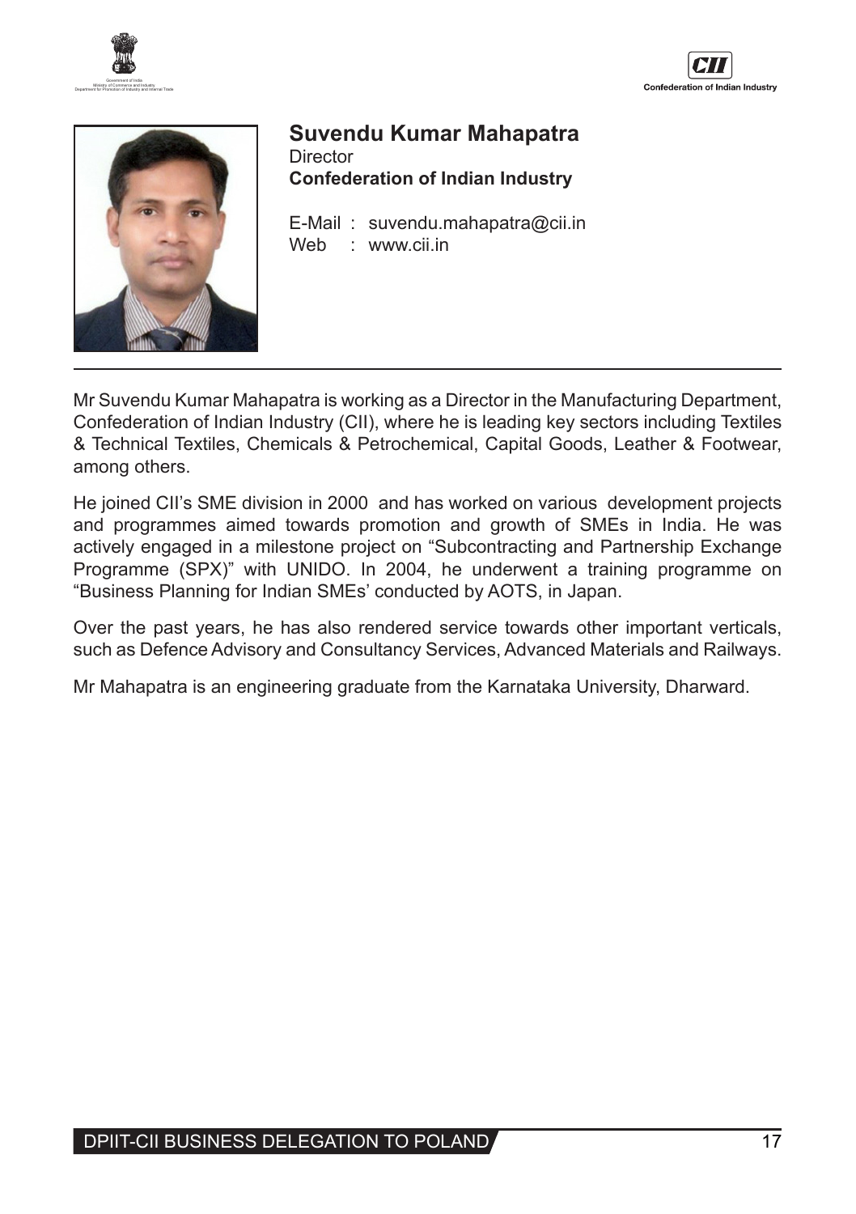## Suvendu Kumar Mahapatra

Director

**Confederation of Indian Industry**

E-Mail : suvendu.mahapatra@cii.in
Web : www.cii.in

---

Mr Suvendu Kumar Mahapatra is working as a Director in the Manufacturing Department, Confederation of Indian Industry (CII), where he is leading key sectors including Textiles & Technical Textiles, Chemicals & Petrochemical, Capital Goods, Leather & Footwear, among others.

He joined CII's SME division in 2000 and has worked on various development projects and programmes aimed towards promotion and growth of SMEs in India. He was actively engaged in a milestone project on "Subcontracting and Partnership Exchange Programme (SPX)" with UNIDO. In 2004, he underwent a training programme on "Business Planning for Indian SMEs' conducted by AOTS, in Japan.

Over the past years, he has also rendered service towards other important verticals, such as Defence Advisory and Consultancy Services, Advanced Materials and Railways.

Mr Mahapatra is an engineering graduate from the Karnataka University, Dharward.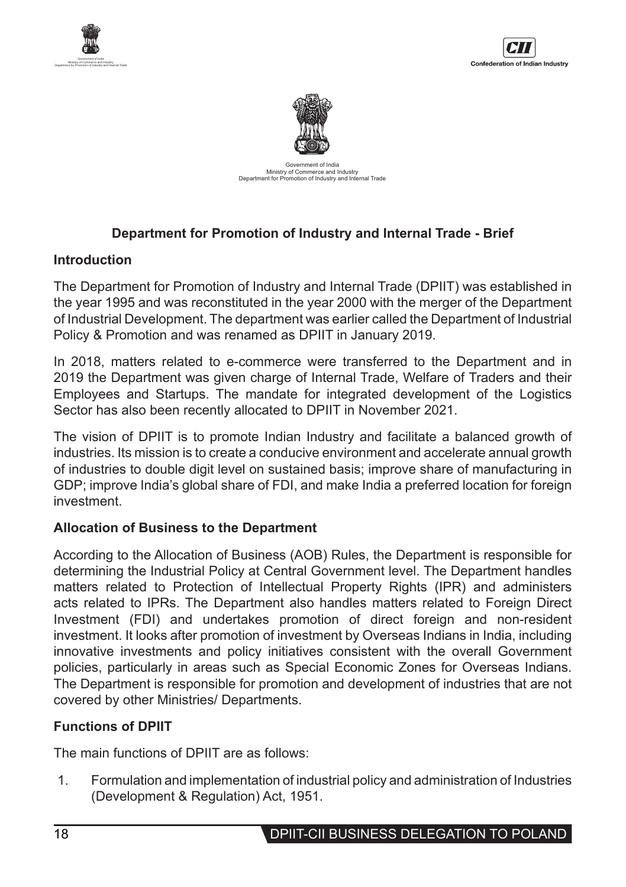Government of India
Ministry of Commerce and Industry
Department for Promotion of Industry and Internal Trade

## Department for Promotion of Industry and Internal Trade - Brief

### Introduction

The Department for Promotion of Industry and Internal Trade (DPIIT) was established in the year 1995 and was reconstituted in the year 2000 with the merger of the Department of Industrial Development. The department was earlier called the Department of Industrial Policy & Promotion and was renamed as DPIIT in January 2019.

In 2018, matters related to e-commerce were transferred to the Department and in 2019 the Department was given charge of Internal Trade, Welfare of Traders and their Employees and Startups. The mandate for integrated development of the Logistics Sector has also been recently allocated to DPIIT in November 2021.

The vision of DPIIT is to promote Indian Industry and facilitate a balanced growth of industries. Its mission is to create a conducive environment and accelerate annual growth of industries to double digit level on sustained basis; improve share of manufacturing in GDP; improve India's global share of FDI, and make India a preferred location for foreign investment.

### Allocation of Business to the Department

According to the Allocation of Business (AOB) Rules, the Department is responsible for determining the Industrial Policy at Central Government level. The Department handles matters related to Protection of Intellectual Property Rights (IPR) and administers acts related to IPRs. The Department also handles matters related to Foreign Direct Investment (FDI) and undertakes promotion of direct foreign and non-resident investment. It looks after promotion of investment by Overseas Indians in India, including innovative investments and policy initiatives consistent with the overall Government policies, particularly in areas such as Special Economic Zones for Overseas Indians. The Department is responsible for promotion and development of industries that are not covered by other Ministries/ Departments.

### Functions of DPIIT

The main functions of DPIIT are as follows:

1. Formulation and implementation of industrial policy and administration of Industries (Development & Regulation) Act, 1951.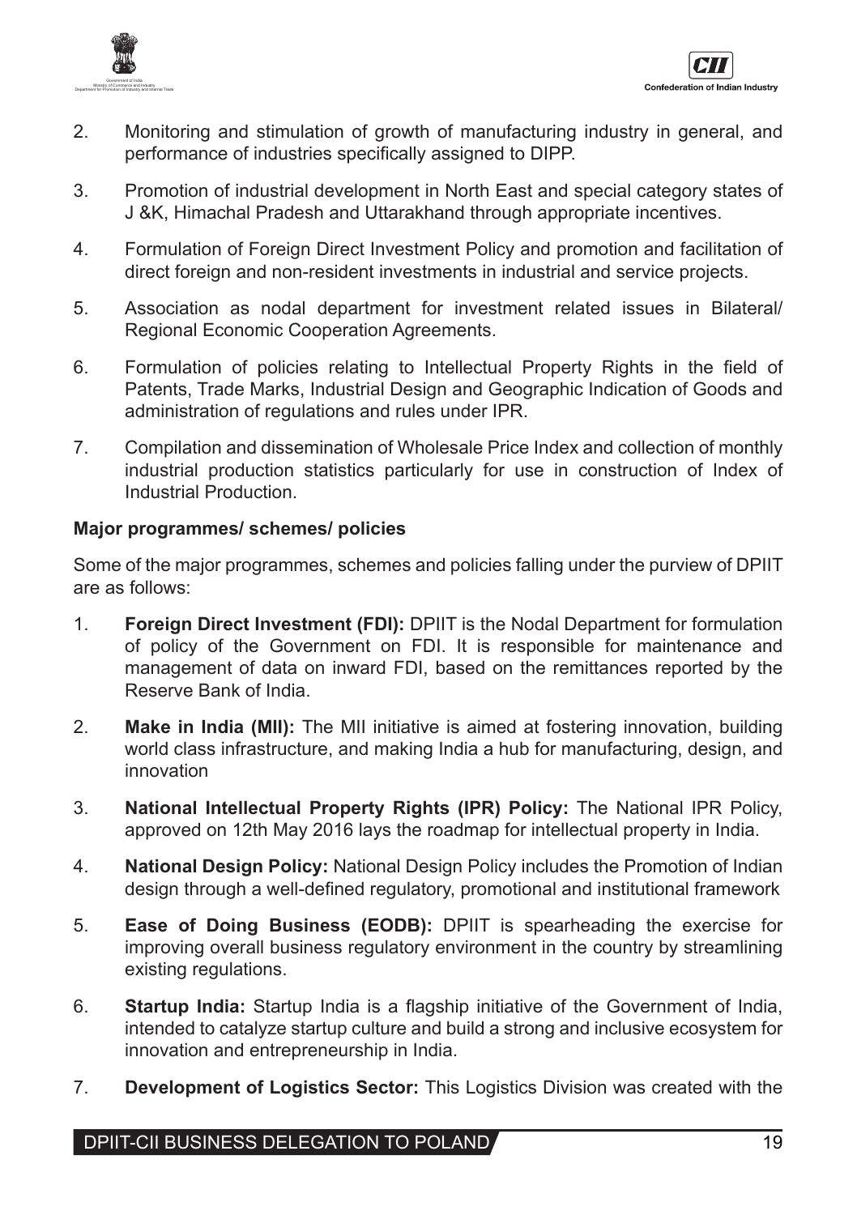2. Monitoring and stimulation of growth of manufacturing industry in general, and performance of industries specifically assigned to DIPP.

3. Promotion of industrial development in North East and special category states of J &K, Himachal Pradesh and Uttarakhand through appropriate incentives.

4. Formulation of Foreign Direct Investment Policy and promotion and facilitation of direct foreign and non-resident investments in industrial and service projects.

5. Association as nodal department for investment related issues in Bilateral/ Regional Economic Cooperation Agreements.

6. Formulation of policies relating to Intellectual Property Rights in the field of Patents, Trade Marks, Industrial Design and Geographic Indication of Goods and administration of regulations and rules under IPR.

7. Compilation and dissemination of Wholesale Price Index and collection of monthly industrial production statistics particularly for use in construction of Index of Industrial Production.

**Major programmes/ schemes/ policies**

Some of the major programmes, schemes and policies falling under the purview of DPIIT are as follows:

1. **Foreign Direct Investment (FDI):** DPIIT is the Nodal Department for formulation of policy of the Government on FDI. It is responsible for maintenance and management of data on inward FDI, based on the remittances reported by the Reserve Bank of India.

2. **Make in India (MII):** The MII initiative is aimed at fostering innovation, building world class infrastructure, and making India a hub for manufacturing, design, and innovation

3. **National Intellectual Property Rights (IPR) Policy:** The National IPR Policy, approved on 12th May 2016 lays the roadmap for intellectual property in India.

4. **National Design Policy:** National Design Policy includes the Promotion of Indian design through a well-defined regulatory, promotional and institutional framework

5. **Ease of Doing Business (EODB):** DPIIT is spearheading the exercise for improving overall business regulatory environment in the country by streamlining existing regulations.

6. **Startup India:** Startup India is a flagship initiative of the Government of India, intended to catalyze startup culture and build a strong and inclusive ecosystem for innovation and entrepreneurship in India.

7. **Development of Logistics Sector:** This Logistics Division was created with the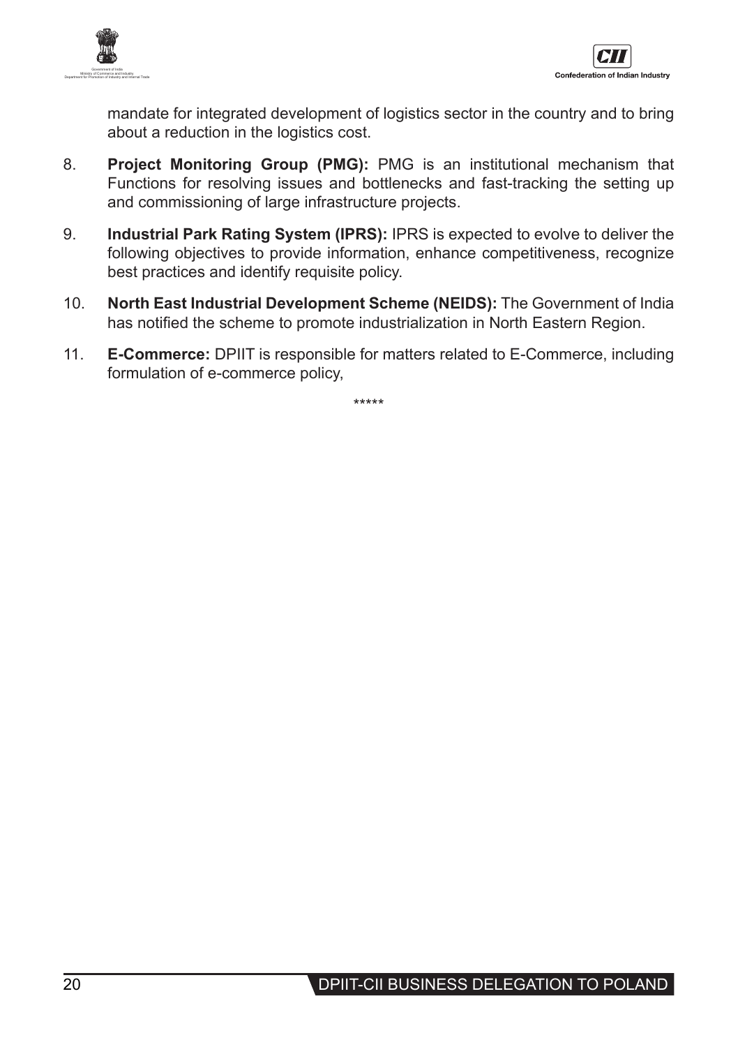mandate for integrated development of logistics sector in the country and to bring about a reduction in the logistics cost.

8. **Project Monitoring Group (PMG):** PMG is an institutional mechanism that Functions for resolving issues and bottlenecks and fast-tracking the setting up and commissioning of large infrastructure projects.

9. **Industrial Park Rating System (IPRS):** IPRS is expected to evolve to deliver the following objectives to provide information, enhance competitiveness, recognize best practices and identify requisite policy.

10. **North East Industrial Development Scheme (NEIDS):** The Government of India has notified the scheme to promote industrialization in North Eastern Region.

11. **E-Commerce:** DPIIT is responsible for matters related to E-Commerce, including formulation of e-commerce policy,

*****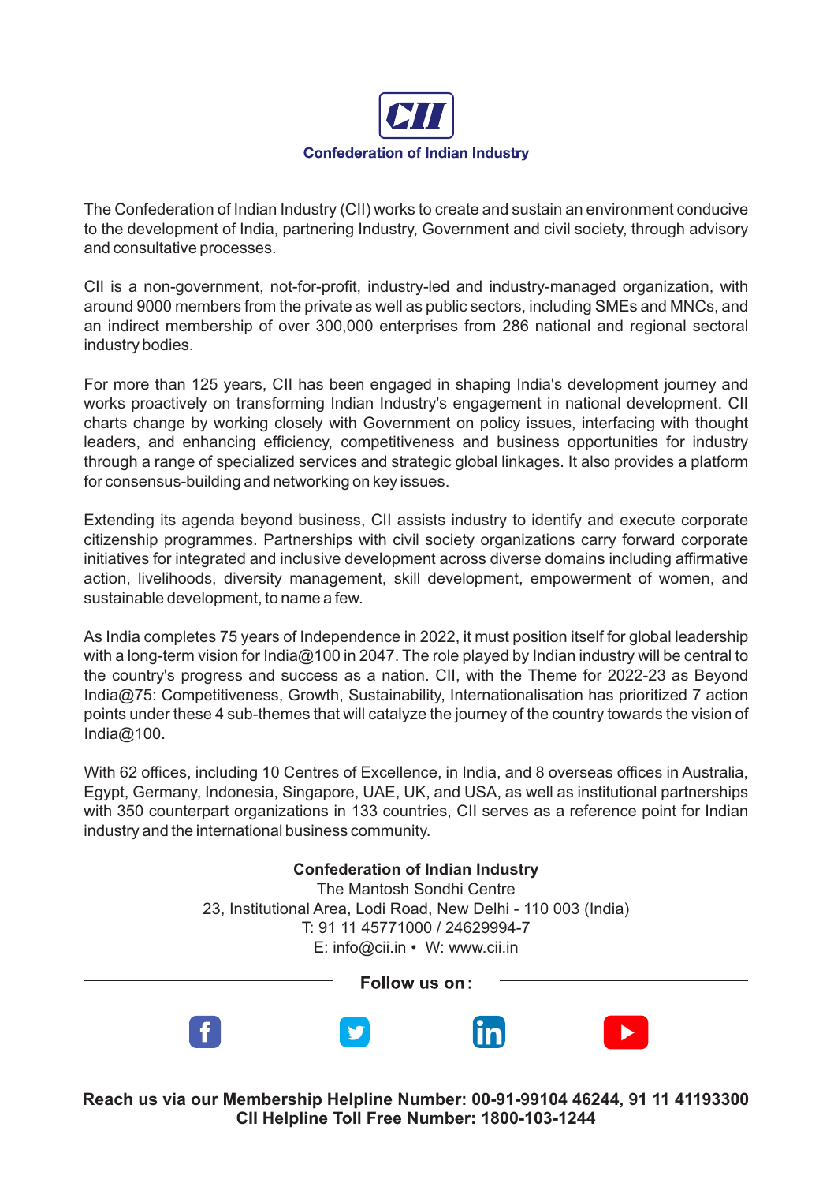**CII**

**Confederation of Indian Industry**

The Confederation of Indian Industry (CII) works to create and sustain an environment conducive to the development of India, partnering Industry, Government and civil society, through advisory and consultative processes.

CII is a non-government, not-for-profit, industry-led and industry-managed organization, with around 9000 members from the private as well as public sectors, including SMEs and MNCs, and an indirect membership of over 300,000 enterprises from 286 national and regional sectoral industry bodies.

For more than 125 years, CII has been engaged in shaping India's development journey and works proactively on transforming Indian Industry's engagement in national development. CII charts change by working closely with Government on policy issues, interfacing with thought leaders, and enhancing efficiency, competitiveness and business opportunities for industry through a range of specialized services and strategic global linkages. It also provides a platform for consensus-building and networking on key issues.

Extending its agenda beyond business, CII assists industry to identify and execute corporate citizenship programmes. Partnerships with civil society organizations carry forward corporate initiatives for integrated and inclusive development across diverse domains including affirmative action, livelihoods, diversity management, skill development, empowerment of women, and sustainable development, to name a few.

As India completes 75 years of Independence in 2022, it must position itself for global leadership with a long-term vision for India@100 in 2047. The role played by Indian industry will be central to the country's progress and success as a nation. CII, with the Theme for 2022-23 as Beyond India@75: Competitiveness, Growth, Sustainability, Internationalisation has prioritized 7 action points under these 4 sub-themes that will catalyze the journey of the country towards the vision of India@100.

With 62 offices, including 10 Centres of Excellence, in India, and 8 overseas offices in Australia, Egypt, Germany, Indonesia, Singapore, UAE, UK, and USA, as well as institutional partnerships with 350 counterpart organizations in 133 countries, CII serves as a reference point for Indian industry and the international business community.

**Confederation of Indian Industry**
The Mantosh Sondhi Centre
23, Institutional Area, Lodi Road, New Delhi - 110 003 (India)
T: 91 11 45771000 / 24629994-7
E: info@cii.in • W: www.cii.in

**Follow us on:**

**Reach us via our Membership Helpline Number: 00-91-99104 46244, 91 11 41193300**
**CII Helpline Toll Free Number: 1800-103-1244**